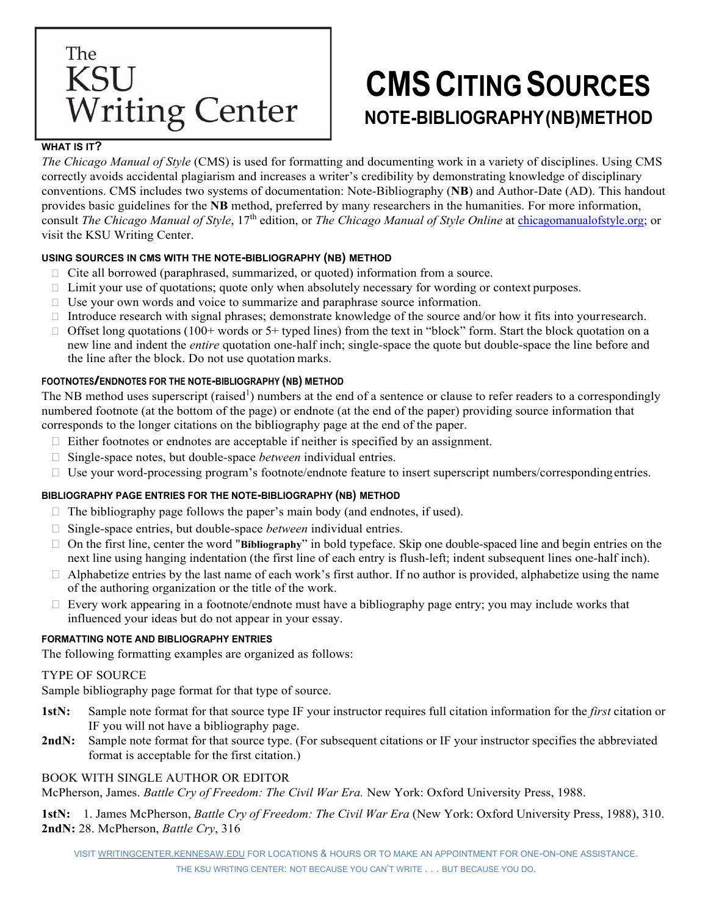The KSU Writing Center

# CMS CITING SOURCES

## NOTE-BIBLIOGRAPHY (NB) METHOD

### WHAT IS IT?

*The Chicago Manual of Style* (CMS) is used for formatting and documenting work in a variety of disciplines. Using CMS correctly avoids accidental plagiarism and increases a writer's credibility by demonstrating knowledge of disciplinary conventions. CMS includes two systems of documentation: Note-Bibliography (**NB**) and Author-Date (AD). This handout provides basic guidelines for the **NB** method, preferred by many researchers in the humanities. For more information, consult *The Chicago Manual of Style*, 17th edition, or *The Chicago Manual of Style Online* at chicagomanualofstyle.org; or visit the KSU Writing Center.

### USING SOURCES IN CMS WITH THE NOTE-BIBLIOGRAPHY (NB) METHOD

- Cite all borrowed (paraphrased, summarized, or quoted) information from a source.
- Limit your use of quotations; quote only when absolutely necessary for wording or context purposes.
- Use your own words and voice to summarize and paraphrase source information.
- Introduce research with signal phrases; demonstrate knowledge of the source and/or how it fits into your research.
- Offset long quotations (100+ words or 5+ typed lines) from the text in "block" form. Start the block quotation on a new line and indent the *entire* quotation one-half inch; single-space the quote but double-space the line before and the line after the block. Do not use quotation marks.

### FOOTNOTES/ENDNOTES FOR THE NOTE-BIBLIOGRAPHY (NB) METHOD

The NB method uses superscript (raised[1]) numbers at the end of a sentence or clause to refer readers to a correspondingly numbered footnote (at the bottom of the page) or endnote (at the end of the paper) providing source information that corresponds to the longer citations on the bibliography page at the end of the paper.

- Either footnotes or endnotes are acceptable if neither is specified by an assignment.
- Single-space notes, but double-space *between* individual entries.
- Use your word-processing program's footnote/endnote feature to insert superscript numbers/corresponding entries.

### BIBLIOGRAPHY PAGE ENTRIES FOR THE NOTE-BIBLIOGRAPHY (NB) METHOD

- The bibliography page follows the paper's main body (and endnotes, if used).
- Single-space entries, but double-space *between* individual entries.
- On the first line, center the word "**Bibliography**" in bold typeface. Skip one double-spaced line and begin entries on the next line using hanging indentation (the first line of each entry is flush-left; indent subsequent lines one-half inch).
- Alphabetize entries by the last name of each work's first author. If no author is provided, alphabetize using the name of the authoring organization or the title of the work.
- Every work appearing in a footnote/endnote must have a bibliography page entry; you may include works that influenced your ideas but do not appear in your essay.

### FORMATTING NOTE AND BIBLIOGRAPHY ENTRIES

The following formatting examples are organized as follows:

TYPE OF SOURCE
Sample bibliography page format for that type of source.

**1stN:** Sample note format for that source type IF your instructor requires full citation information for the *first* citation or IF you will not have a bibliography page.

**2ndN:** Sample note format for that source type. (For subsequent citations or IF your instructor specifies the abbreviated format is acceptable for the first citation.)

BOOK WITH SINGLE AUTHOR OR EDITOR
McPherson, James. *Battle Cry of Freedom: The Civil War Era.* New York: Oxford University Press, 1988.

**1stN:** 1. James McPherson, *Battle Cry of Freedom: The Civil War Era* (New York: Oxford University Press, 1988), 310.
**2ndN:** 28. McPherson, *Battle Cry*, 316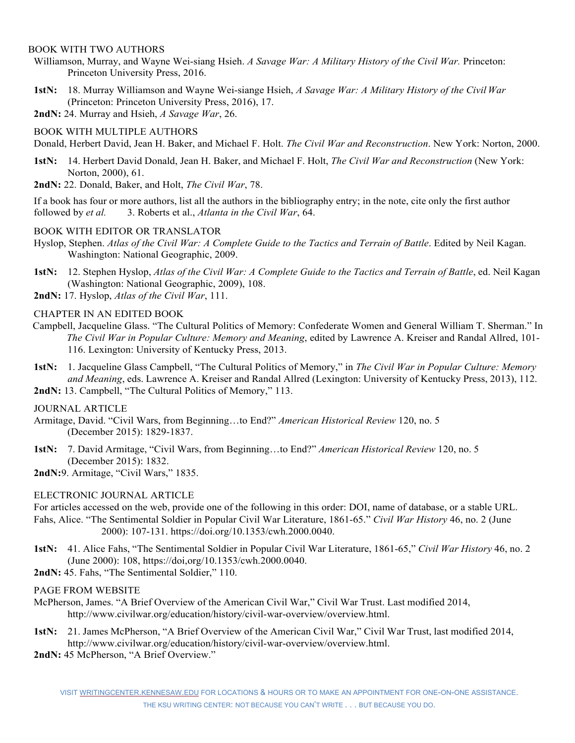BOOK WITH TWO AUTHORS

Williamson, Murray, and Wayne Wei-siang Hsieh. *A Savage War: A Military History of the Civil War.* Princeton: Princeton University Press, 2016.

**1stN:** 18. Murray Williamson and Wayne Wei-siange Hsieh, *A Savage War: A Military History of the Civil War* (Princeton: Princeton University Press, 2016), 17.

**2ndN:** 24. Murray and Hsieh, *A Savage War*, 26.

BOOK WITH MULTIPLE AUTHORS

Donald, Herbert David, Jean H. Baker, and Michael F. Holt. *The Civil War and Reconstruction*. New York: Norton, 2000.

**1stN:** 14. Herbert David Donald, Jean H. Baker, and Michael F. Holt, *The Civil War and Reconstruction* (New York: Norton, 2000), 61.

**2ndN:** 22. Donald, Baker, and Holt, *The Civil War*, 78.

If a book has four or more authors, list all the authors in the bibliography entry; in the note, cite only the first author followed by *et al.* 3. Roberts et al., *Atlanta in the Civil War*, 64.

BOOK WITH EDITOR OR TRANSLATOR

Hyslop, Stephen. *Atlas of the Civil War: A Complete Guide to the Tactics and Terrain of Battle*. Edited by Neil Kagan. Washington: National Geographic, 2009.

**1stN:** 12. Stephen Hyslop, *Atlas of the Civil War: A Complete Guide to the Tactics and Terrain of Battle*, ed. Neil Kagan (Washington: National Geographic, 2009), 108.

**2ndN:** 17. Hyslop, *Atlas of the Civil War*, 111.

CHAPTER IN AN EDITED BOOK

Campbell, Jacqueline Glass. "The Cultural Politics of Memory: Confederate Women and General William T. Sherman." In *The Civil War in Popular Culture: Memory and Meaning*, edited by Lawrence A. Kreiser and Randal Allred, 101-116. Lexington: University of Kentucky Press, 2013.

**1stN:** 1. Jacqueline Glass Campbell, "The Cultural Politics of Memory," in *The Civil War in Popular Culture: Memory and Meaning*, eds. Lawrence A. Kreiser and Randal Allred (Lexington: University of Kentucky Press, 2013), 112.

**2ndN:** 13. Campbell, "The Cultural Politics of Memory," 113.

JOURNAL ARTICLE

Armitage, David. "Civil Wars, from Beginning…to End?" *American Historical Review* 120, no. 5 (December 2015): 1829-1837.

**1stN:** 7. David Armitage, "Civil Wars, from Beginning…to End?" *American Historical Review* 120, no. 5 (December 2015): 1832.

**2ndN:**9. Armitage, "Civil Wars," 1835.

ELECTRONIC JOURNAL ARTICLE

For articles accessed on the web, provide one of the following in this order: DOI, name of database, or a stable URL.

Fahs, Alice. "The Sentimental Soldier in Popular Civil War Literature, 1861-65." *Civil War History* 46, no. 2 (June 2000): 107-131. https://doi.org/10.1353/cwh.2000.0040.

**1stN:** 41. Alice Fahs, "The Sentimental Soldier in Popular Civil War Literature, 1861-65," *Civil War History* 46, no. 2 (June 2000): 108, https://doi,org/10.1353/cwh.2000.0040.

**2ndN:** 45. Fahs, "The Sentimental Soldier," 110.

PAGE FROM WEBSITE

McPherson, James. "A Brief Overview of the American Civil War," Civil War Trust. Last modified 2014, http://www.civilwar.org/education/history/civil-war-overview/overview.html.

**1stN:** 21. James McPherson, "A Brief Overview of the American Civil War," Civil War Trust, last modified 2014, http://www.civilwar.org/education/history/civil-war-overview/overview.html.

**2ndN:** 45 McPherson, "A Brief Overview."

VISIT WRITINGCENTER.KENNESAW.EDU FOR LOCATIONS & HOURS OR TO MAKE AN APPOINTMENT FOR ONE-ON-ONE ASSISTANCE.

THE KSU WRITING CENTER: NOT BECAUSE YOU CAN'T WRITE . . . BUT BECAUSE YOU DO.